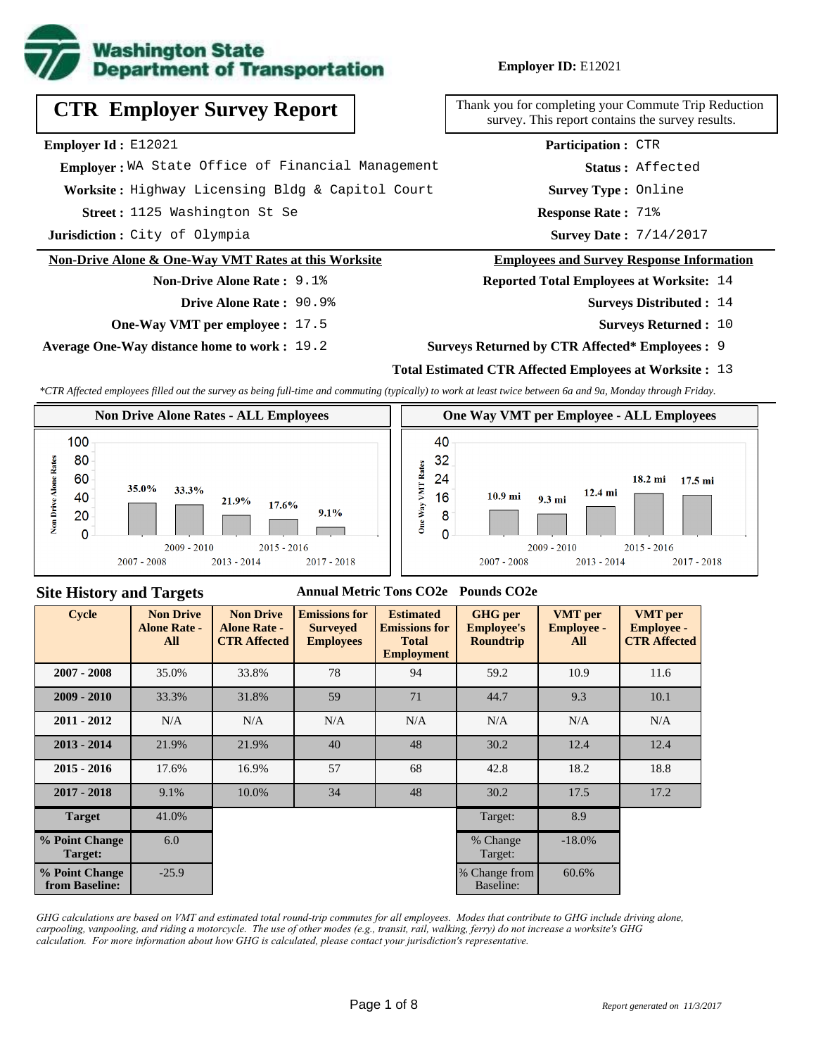**Washington State Department of Transportation**

**Employer ID:** E12021

# CTR Employer Survey Report

Thank you for completing your Commute Trip Reduction survey. This report contains the survey results.

**Employer Id :** E12021
**Employer :** WA State Office of Financial Management
**Worksite :** Highway Licensing Bldg & Capitol Court
**Street :** 1125 Washington St Se
**Jurisdiction :** City of Olympia

**Participation :** CTR
**Status :** Affected
**Survey Type :** Online
**Response Rate :** 71%
**Survey Date :** 7/14/2017

## Non-Drive Alone & One-Way VMT Rates at this Worksite

**Non-Drive Alone Rate :** 9.1%
**Drive Alone Rate :** 90.9%
**One-Way VMT per employee :** 17.5
**Average One-Way distance home to work :** 19.2

## Employees and Survey Response Information

**Reported Total Employees at Worksite:** 14
**Surveys Distributed :** 14
**Surveys Returned :** 10
**Surveys Returned by CTR Affected* Employees :** 9
**Total Estimated CTR Affected Employees at Worksite :** 13

*\*CTR Affected employees filled out the survey as being full-time and commuting (typically) to work at least twice between 6a and 9a, Monday through Friday.*

### Non Drive Alone Rates - ALL Employees

| 2007 - 2008 | 2009 - 2010 | 2013 - 2014 | 2015 - 2016 | 2017 - 2018 |
|---|---|---|---|---|
| 35.0% | 33.3% | 21.9% | 17.6% | 9.1% |

### One Way VMT per Employee - ALL Employees

| 2007 - 2008 | 2009 - 2010 | 2013 - 2014 | 2015 - 2016 | 2017 - 2018 |
|---|---|---|---|---|
| 10.9 mi | 9.3 mi | 12.4 mi | 18.2 mi | 17.5 mi |

## Site History and Targets

| Cycle | Non Drive Alone Rate - All | Non Drive Alone Rate - CTR Affected | Emissions for Surveyed Employees (Annual Metric Tons CO2e) | Estimated Emissions for Total Employment (Annual Metric Tons CO2e) | GHG per Employee's Roundtrip (Pounds CO2e) | VMT per Employee - All | VMT per Employee - CTR Affected |
|---|---|---|---|---|---|---|---|
| 2007 - 2008 | 35.0% | 33.8% | 78 | 94 | 59.2 | 10.9 | 11.6 |
| 2009 - 2010 | 33.3% | 31.8% | 59 | 71 | 44.7 | 9.3 | 10.1 |
| 2011 - 2012 | N/A | N/A | N/A | N/A | N/A | N/A | N/A |
| 2013 - 2014 | 21.9% | 21.9% | 40 | 48 | 30.2 | 12.4 | 12.4 |
| 2015 - 2016 | 17.6% | 16.9% | 57 | 68 | 42.8 | 18.2 | 18.8 |
| 2017 - 2018 | 9.1% | 10.0% | 34 | 48 | 30.2 | 17.5 | 17.2 |
| Target | 41.0% | | | | Target: | 8.9 | |
| % Point Change Target: | 6.0 | | | | % Change Target: | -18.0% | |
| % Point Change from Baseline: | -25.9 | | | | % Change from Baseline: | 60.6% | |

*GHG calculations are based on VMT and estimated total round-trip commutes for all employees. Modes that contribute to GHG include driving alone, carpooling, vanpooling, and riding a motorcycle. The use of other modes (e.g., transit, rail, walking, ferry) do not increase a worksite's GHG calculation. For more information about how GHG is calculated, please contact your jurisdiction's representative.*

*Report generated on 11/3/2017*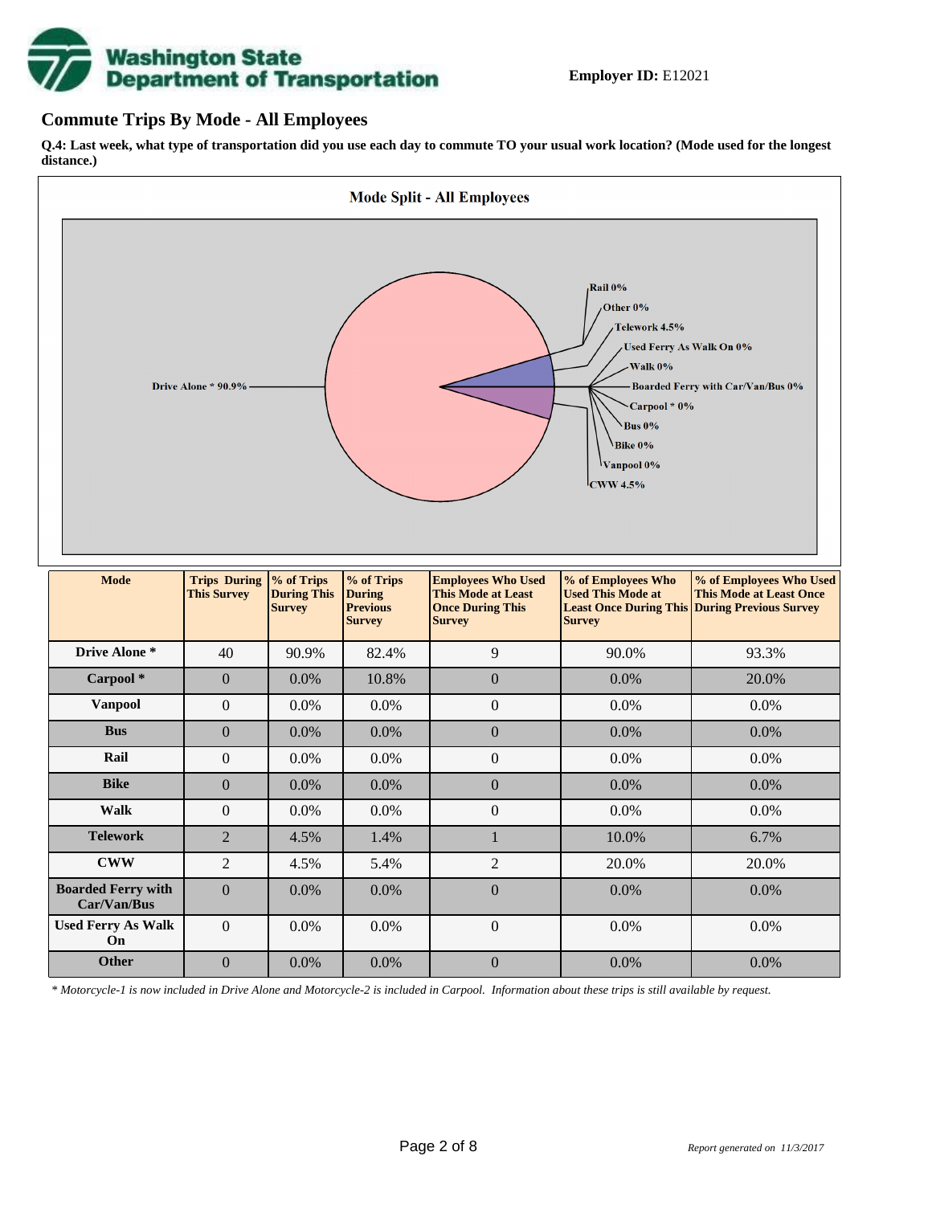**Employer ID:** E12021

## Commute Trips By Mode - All Employees

**Q.4: Last week, what type of transportation did you use each day to commute TO your usual work location? (Mode used for the longest distance.)**

| Mode | Trips During This Survey | % of Trips During This Survey | % of Trips During Previous Survey | Employees Who Used This Mode at Least Once During This Survey | % of Employees Who Used This Mode at Least Once During This Survey | % of Employees Who Used This Mode at Least Once During Previous Survey |
|---|---|---|---|---|---|---|
| Drive Alone * | 40 | 90.9% | 82.4% | 9 | 90.0% | 93.3% |
| Carpool * | 0 | 0.0% | 10.8% | 0 | 0.0% | 20.0% |
| Vanpool | 0 | 0.0% | 0.0% | 0 | 0.0% | 0.0% |
| Bus | 0 | 0.0% | 0.0% | 0 | 0.0% | 0.0% |
| Rail | 0 | 0.0% | 0.0% | 0 | 0.0% | 0.0% |
| Bike | 0 | 0.0% | 0.0% | 0 | 0.0% | 0.0% |
| Walk | 0 | 0.0% | 0.0% | 0 | 0.0% | 0.0% |
| Telework | 2 | 4.5% | 1.4% | 1 | 10.0% | 6.7% |
| CWW | 2 | 4.5% | 5.4% | 2 | 20.0% | 20.0% |
| Boarded Ferry with Car/Van/Bus | 0 | 0.0% | 0.0% | 0 | 0.0% | 0.0% |
| Used Ferry As Walk On | 0 | 0.0% | 0.0% | 0 | 0.0% | 0.0% |
| Other | 0 | 0.0% | 0.0% | 0 | 0.0% | 0.0% |

*\* Motorcycle-1 is now included in Drive Alone and Motorcycle-2 is included in Carpool. Information about these trips is still available by request.*

*Report generated on 11/3/2017*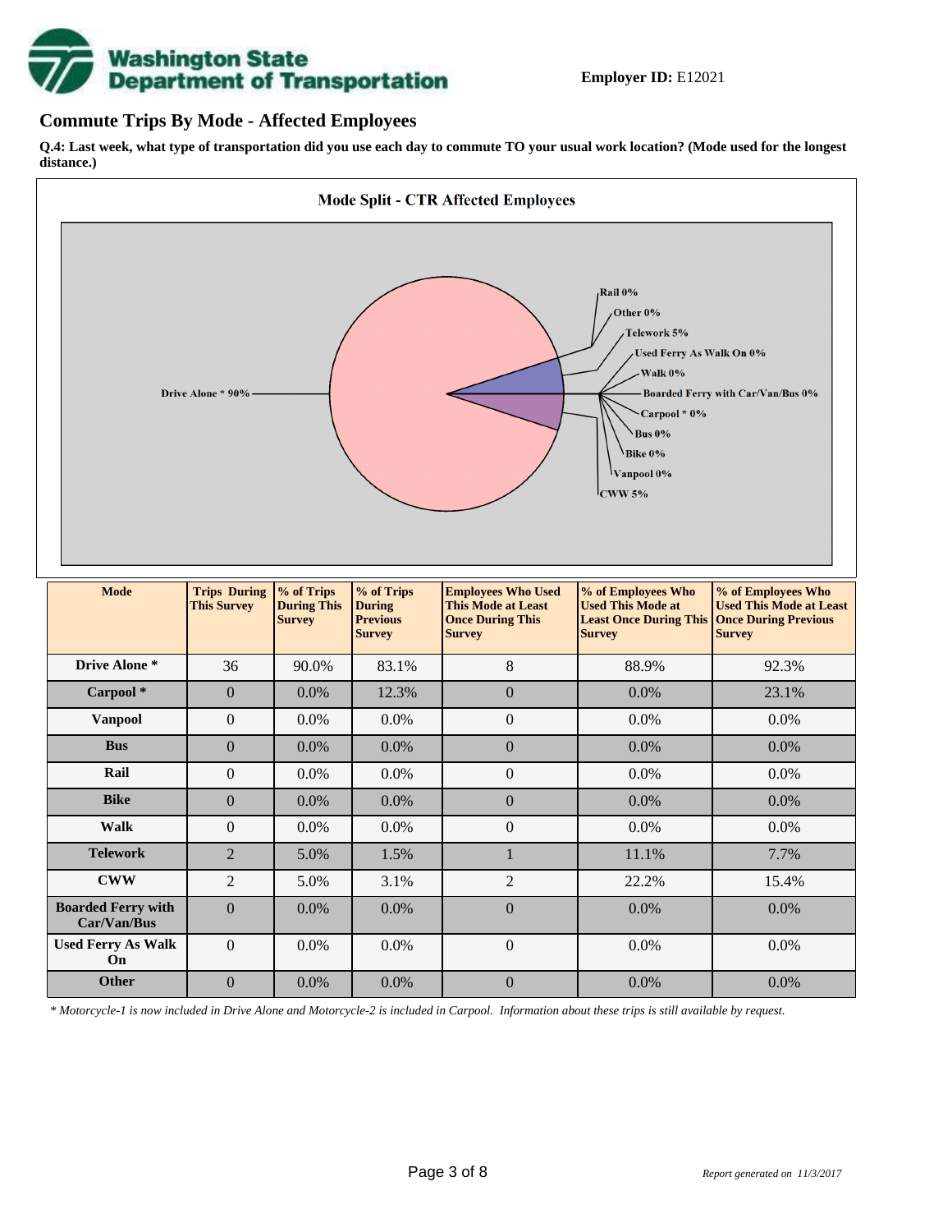**Employer ID:** E12021

## Commute Trips By Mode - Affected Employees

**Q.4: Last week, what type of transportation did you use each day to commute TO your usual work location? (Mode used for the longest distance.)**

**Mode Split - CTR Affected Employees**

Drive Alone * 90%
Rail 0%
Other 0%
Telework 5%
Used Ferry As Walk On 0%
Walk 0%
Boarded Ferry with Car/Van/Bus 0%
Carpool * 0%
Bus 0%
Bike 0%
Vanpool 0%
CWW 5%

| Mode | Trips During This Survey | % of Trips During This Survey | % of Trips During Previous Survey | Employees Who Used This Mode at Least Once During This Survey | % of Employees Who Used This Mode at Least Once During This Survey | % of Employees Who Used This Mode at Least Once During Previous Survey |
|---|---|---|---|---|---|---|
| **Drive Alone *** | 36 | 90.0% | 83.1% | 8 | 88.9% | 92.3% |
| **Carpool *** | 0 | 0.0% | 12.3% | 0 | 0.0% | 23.1% |
| **Vanpool** | 0 | 0.0% | 0.0% | 0 | 0.0% | 0.0% |
| **Bus** | 0 | 0.0% | 0.0% | 0 | 0.0% | 0.0% |
| **Rail** | 0 | 0.0% | 0.0% | 0 | 0.0% | 0.0% |
| **Bike** | 0 | 0.0% | 0.0% | 0 | 0.0% | 0.0% |
| **Walk** | 0 | 0.0% | 0.0% | 0 | 0.0% | 0.0% |
| **Telework** | 2 | 5.0% | 1.5% | 1 | 11.1% | 7.7% |
| **CWW** | 2 | 5.0% | 3.1% | 2 | 22.2% | 15.4% |
| **Boarded Ferry with Car/Van/Bus** | 0 | 0.0% | 0.0% | 0 | 0.0% | 0.0% |
| **Used Ferry As Walk On** | 0 | 0.0% | 0.0% | 0 | 0.0% | 0.0% |
| **Other** | 0 | 0.0% | 0.0% | 0 | 0.0% | 0.0% |

*\* Motorcycle-1 is now included in Drive Alone and Motorcycle-2 is included in Carpool. Information about these trips is still available by request.*

*Report generated on 11/3/2017*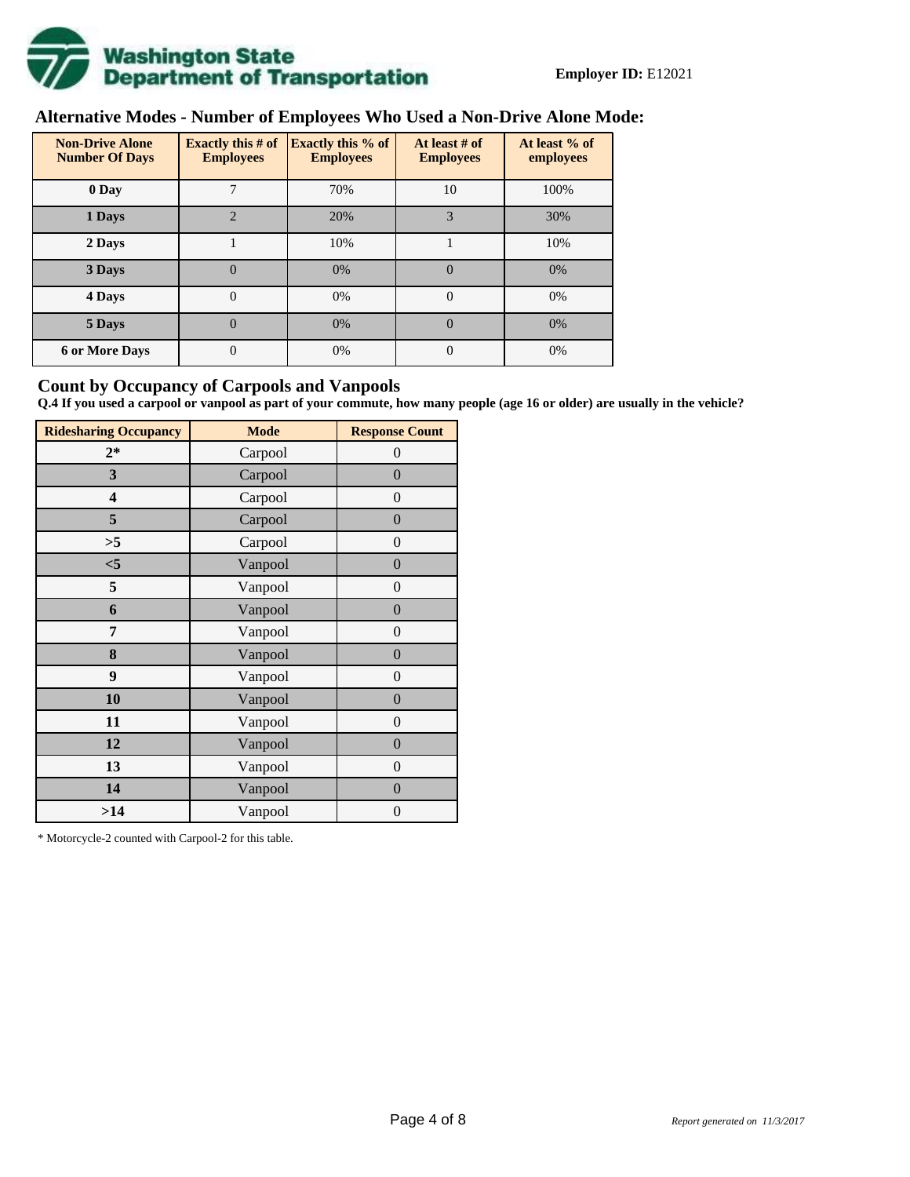**Washington State Department of Transportation**

**Employer ID:** E12021

## Alternative Modes - Number of Employees Who Used a Non-Drive Alone Mode:

| Non-Drive Alone Number Of Days | Exactly this # of Employees | Exactly this % of Employees | At least # of Employees | At least % of employees |
|---|---|---|---|---|
| 0 Day | 7 | 70% | 10 | 100% |
| 1 Days | 2 | 20% | 3 | 30% |
| 2 Days | 1 | 10% | 1 | 10% |
| 3 Days | 0 | 0% | 0 | 0% |
| 4 Days | 0 | 0% | 0 | 0% |
| 5 Days | 0 | 0% | 0 | 0% |
| 6 or More Days | 0 | 0% | 0 | 0% |

## Count by Occupancy of Carpools and Vanpools

**Q.4 If you used a carpool or vanpool as part of your commute, how many people (age 16 or older) are usually in the vehicle?**

| Ridesharing Occupancy | Mode | Response Count |
|---|---|---|
| 2* | Carpool | 0 |
| 3 | Carpool | 0 |
| 4 | Carpool | 0 |
| 5 | Carpool | 0 |
| >5 | Carpool | 0 |
| <5 | Vanpool | 0 |
| 5 | Vanpool | 0 |
| 6 | Vanpool | 0 |
| 7 | Vanpool | 0 |
| 8 | Vanpool | 0 |
| 9 | Vanpool | 0 |
| 10 | Vanpool | 0 |
| 11 | Vanpool | 0 |
| 12 | Vanpool | 0 |
| 13 | Vanpool | 0 |
| 14 | Vanpool | 0 |
| >14 | Vanpool | 0 |

* Motorcycle-2 counted with Carpool-2 for this table.

*Report generated on 11/3/2017*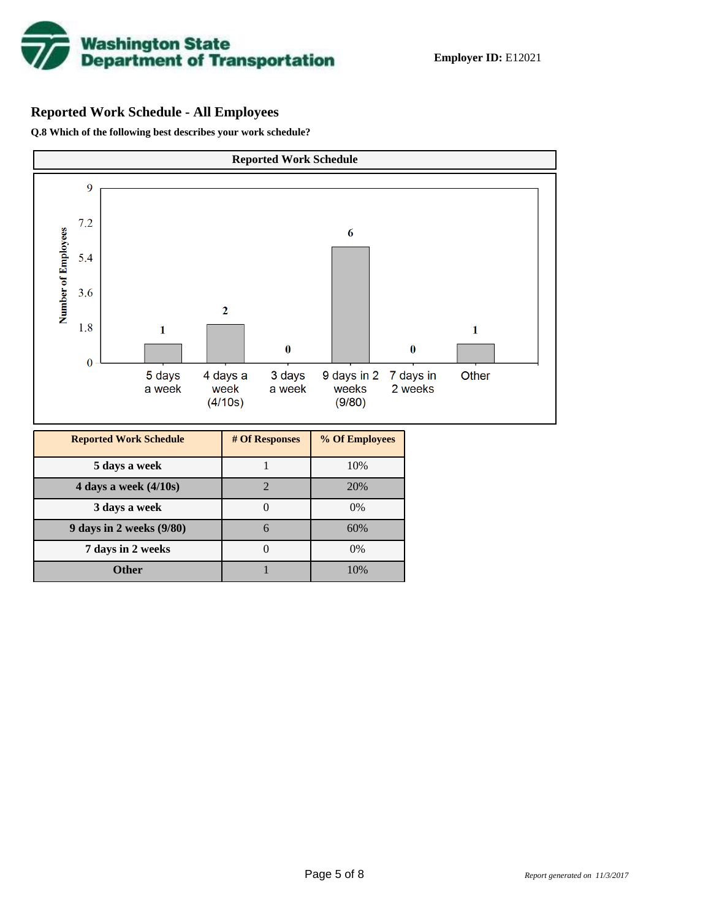**Employer ID:** E12021

## Reported Work Schedule - All Employees

**Q.8 Which of the following best describes your work schedule?**

**Reported Work Schedule**

| Reported Work Schedule | # Of Responses | % Of Employees |
|---|---|---|
| 5 days a week | 1 | 10% |
| 4 days a week (4/10s) | 2 | 20% |
| 3 days a week | 0 | 0% |
| 9 days in 2 weeks (9/80) | 6 | 60% |
| 7 days in 2 weeks | 0 | 0% |
| Other | 1 | 10% |

*Report generated on 11/3/2017*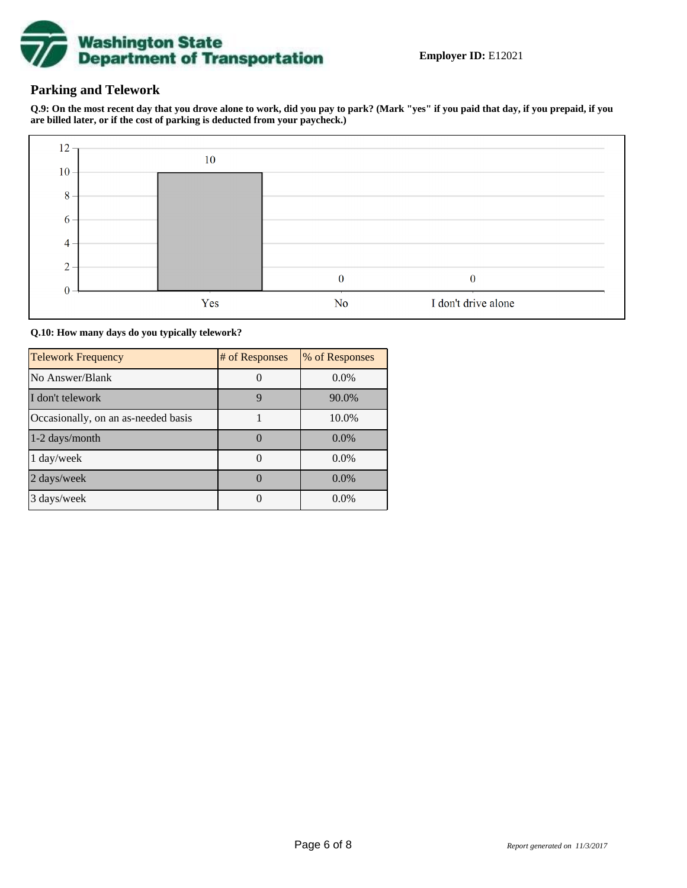**Employer ID:** E12021

## Parking and Telework

**Q.9: On the most recent day that you drove alone to work, did you pay to park? (Mark "yes" if you paid that day, if you prepaid, if you are billed later, or if the cost of parking is deducted from your paycheck.)**

| Response | Count |
|---|---|
| Yes | 10 |
| No | 0 |
| I don't drive alone | 0 |

**Q.10: How many days do you typically telework?**

| Telework Frequency | # of Responses | % of Responses |
|---|---|---|
| No Answer/Blank | 0 | 0.0% |
| I don't telework | 9 | 90.0% |
| Occasionally, on an as-needed basis | 1 | 10.0% |
| 1-2 days/month | 0 | 0.0% |
| 1 day/week | 0 | 0.0% |
| 2 days/week | 0 | 0.0% |
| 3 days/week | 0 | 0.0% |

*Report generated on 11/3/2017*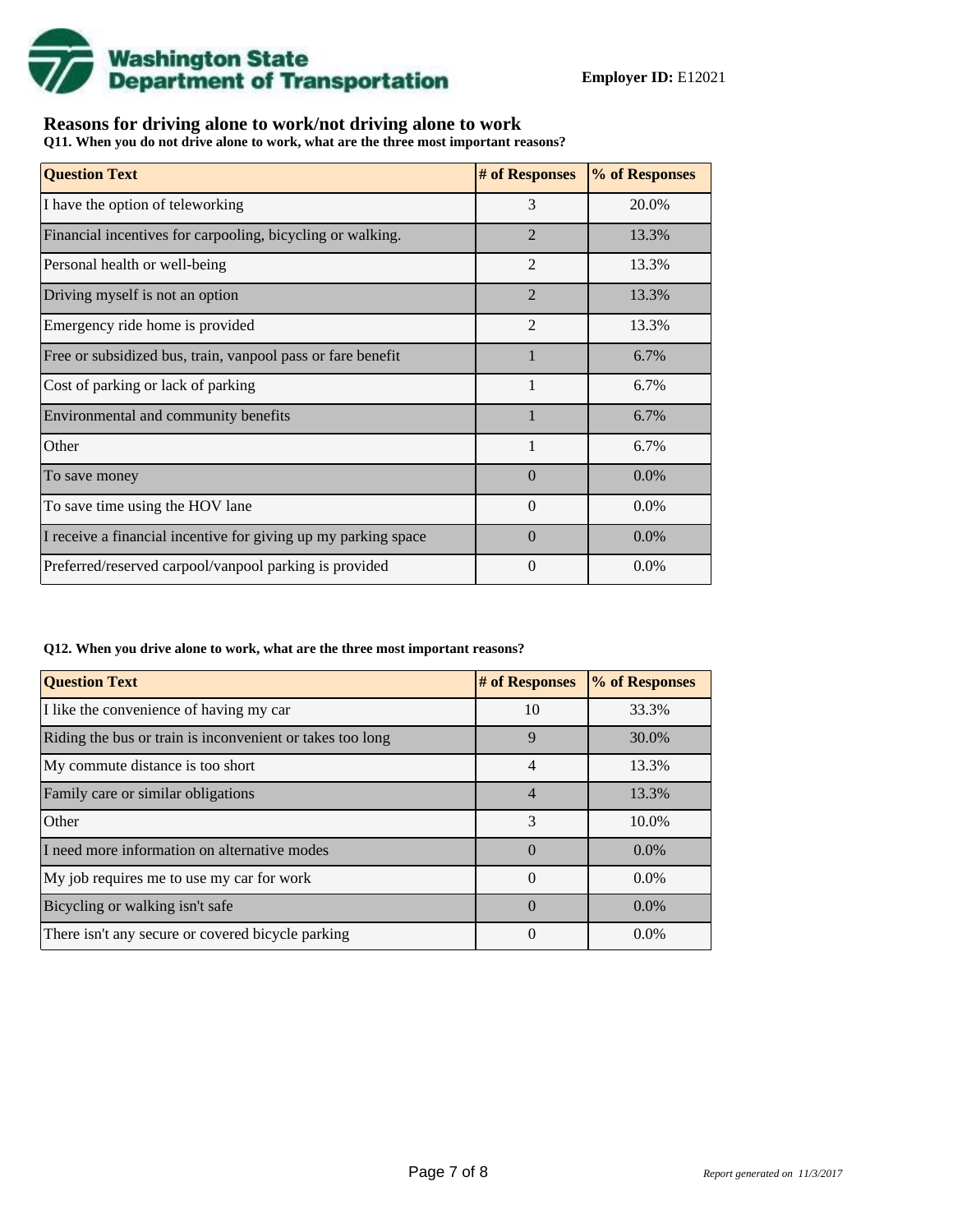**Employer ID:** E12021

## Reasons for driving alone to work/not driving alone to work

**Q11. When you do not drive alone to work, what are the three most important reasons?**

| Question Text | # of Responses | % of Responses |
|---|---|---|
| I have the option of teleworking | 3 | 20.0% |
| Financial incentives for carpooling, bicycling or walking. | 2 | 13.3% |
| Personal health or well-being | 2 | 13.3% |
| Driving myself is not an option | 2 | 13.3% |
| Emergency ride home is provided | 2 | 13.3% |
| Free or subsidized bus, train, vanpool pass or fare benefit | 1 | 6.7% |
| Cost of parking or lack of parking | 1 | 6.7% |
| Environmental and community benefits | 1 | 6.7% |
| Other | 1 | 6.7% |
| To save money | 0 | 0.0% |
| To save time using the HOV lane | 0 | 0.0% |
| I receive a financial incentive for giving up my parking space | 0 | 0.0% |
| Preferred/reserved carpool/vanpool parking is provided | 0 | 0.0% |

**Q12. When you drive alone to work, what are the three most important reasons?**

| Question Text | # of Responses | % of Responses |
|---|---|---|
| I like the convenience of having my car | 10 | 33.3% |
| Riding the bus or train is inconvenient or takes too long | 9 | 30.0% |
| My commute distance is too short | 4 | 13.3% |
| Family care or similar obligations | 4 | 13.3% |
| Other | 3 | 10.0% |
| I need more information on alternative modes | 0 | 0.0% |
| My job requires me to use my car for work | 0 | 0.0% |
| Bicycling or walking isn't safe | 0 | 0.0% |
| There isn't any secure or covered bicycle parking | 0 | 0.0% |

*Report generated on 11/3/2017*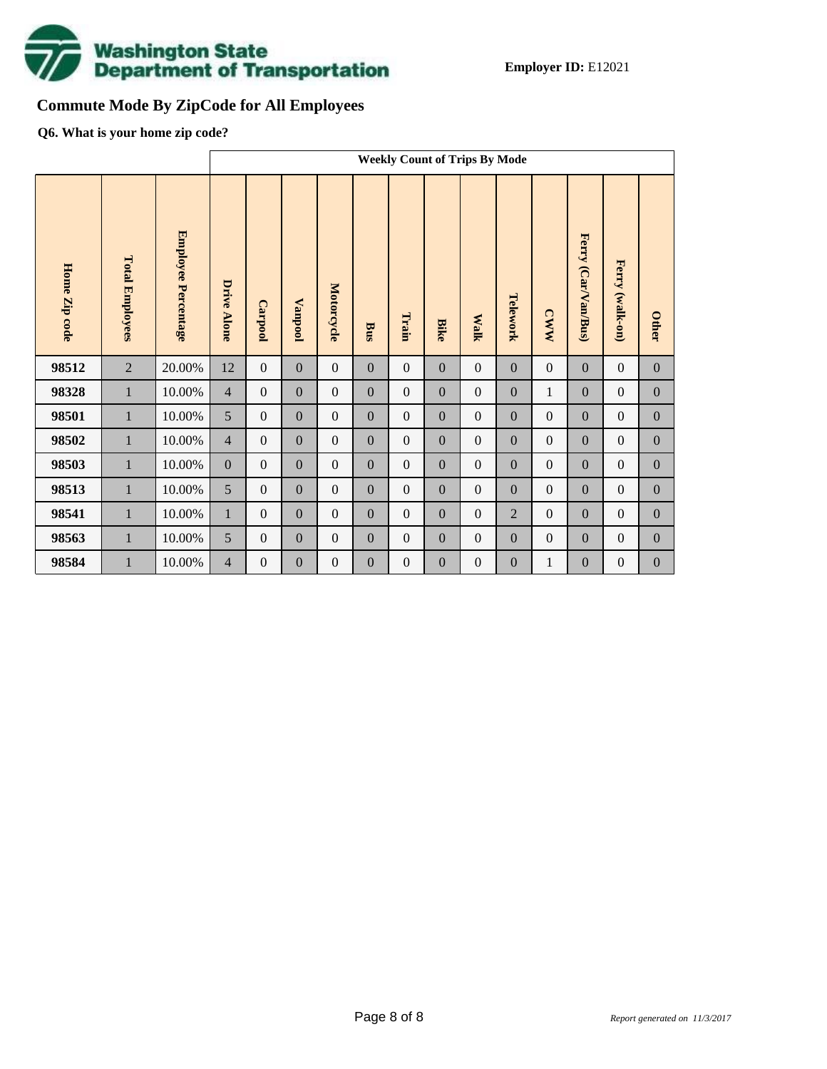**Employer ID:** E12021

## Commute Mode By ZipCode for All Employees

**Q6. What is your home zip code?**

| | | | Weekly Count of Trips By Mode | | | | | | | | | | | | |
|---|---|---|---|---|---|---|---|---|---|---|---|---|---|---|---|
| Home Zip code | Total Employees | Employee Percentage | Drive Alone | Carpool | Vanpool | Motorcycle | Bus | Train | Bike | Walk | Telework | CWW | Ferry (Car/Van/Bus) | Ferry (walk-on) | Other |
| 98512 | 2 | 20.00% | 12 | 0 | 0 | 0 | 0 | 0 | 0 | 0 | 0 | 0 | 0 | 0 | 0 |
| 98328 | 1 | 10.00% | 4 | 0 | 0 | 0 | 0 | 0 | 0 | 0 | 0 | 1 | 0 | 0 | 0 |
| 98501 | 1 | 10.00% | 5 | 0 | 0 | 0 | 0 | 0 | 0 | 0 | 0 | 0 | 0 | 0 | 0 |
| 98502 | 1 | 10.00% | 4 | 0 | 0 | 0 | 0 | 0 | 0 | 0 | 0 | 0 | 0 | 0 | 0 |
| 98503 | 1 | 10.00% | 0 | 0 | 0 | 0 | 0 | 0 | 0 | 0 | 0 | 0 | 0 | 0 | 0 |
| 98513 | 1 | 10.00% | 5 | 0 | 0 | 0 | 0 | 0 | 0 | 0 | 0 | 0 | 0 | 0 | 0 |
| 98541 | 1 | 10.00% | 1 | 0 | 0 | 0 | 0 | 0 | 0 | 0 | 2 | 0 | 0 | 0 | 0 |
| 98563 | 1 | 10.00% | 5 | 0 | 0 | 0 | 0 | 0 | 0 | 0 | 0 | 0 | 0 | 0 | 0 |
| 98584 | 1 | 10.00% | 4 | 0 | 0 | 0 | 0 | 0 | 0 | 0 | 0 | 1 | 0 | 0 | 0 |

*Report generated on 11/3/2017*